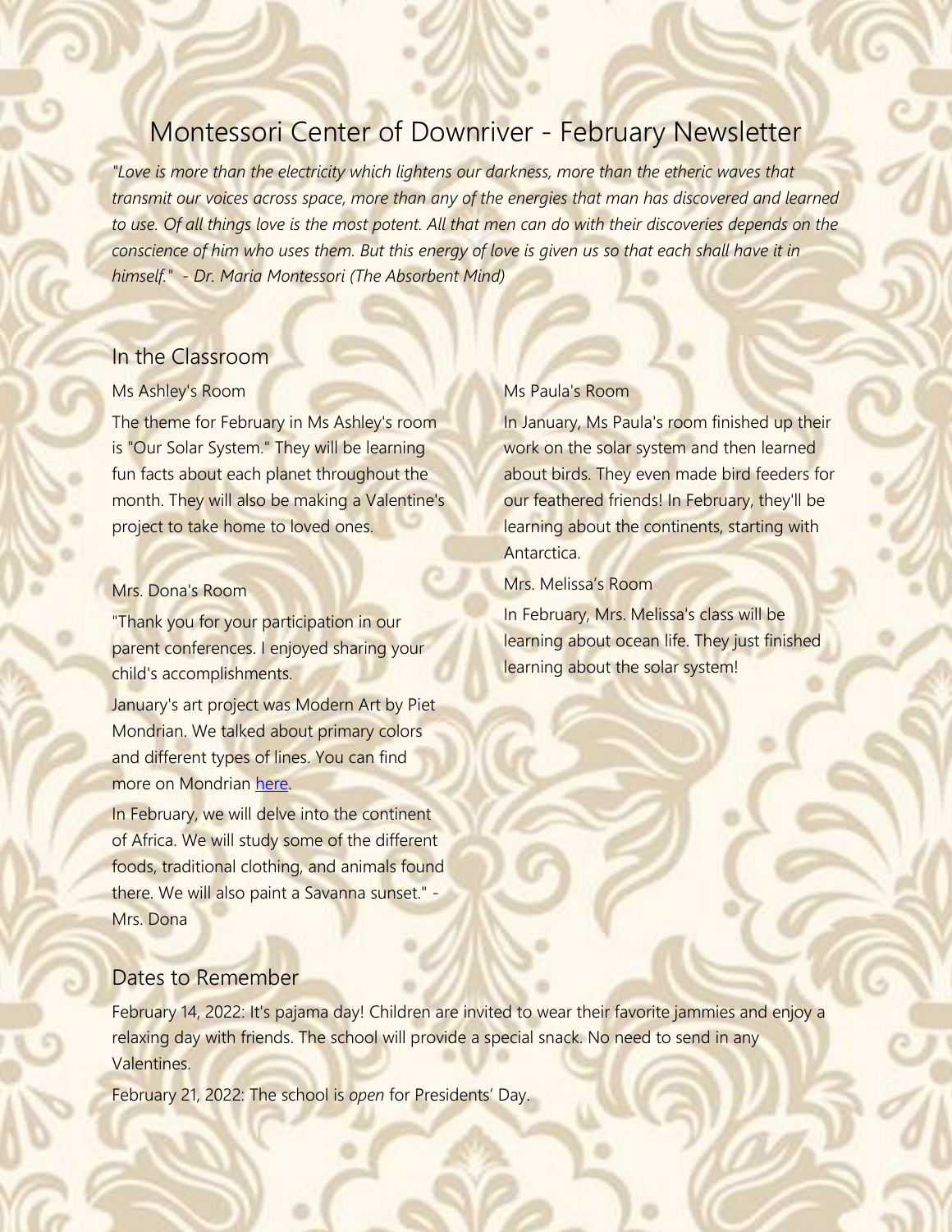# Montessori Center of Downriver - February Newsletter

*"Love is more than the electricity which lightens our darkness, more than the etheric waves that transmit our voices across space, more than any of the energies that man has discovered and learned to use. Of all things love is the most potent. All that men can do with their discoveries depends on the conscience of him who uses them. But this energy of love is given us so that each shall have it in himself." - Dr. Maria Montessori (The Absorbent Mind)*

## In the Classroom

### Ms Ashley's Room

The theme for February in Ms Ashley's room is "Our Solar System." They will be learning fun facts about each planet throughout the month. They will also be making a Valentine's project to take home to loved ones.

### Mrs. Dona's Room

"Thank you for your participation in our parent conferences. I enjoyed sharing your child's accomplishments.

January's art project was Modern Art by Piet Mondrian. We talked about primary colors and different types of lines. You can find more on Mondrian here.

In February, we will delve into the continent of Africa. We will study some of the different foods, traditional clothing, and animals found there. We will also paint a Savanna sunset." - Mrs. Dona

### Ms Paula's Room

In January, Ms Paula's room finished up their work on the solar system and then learned about birds. They even made bird feeders for our feathered friends! In February, they'll be learning about the continents, starting with Antarctica.

### Mrs. Melissa's Room

In February, Mrs. Melissa's class will be learning about ocean life. They just finished learning about the solar system!

## Dates to Remember

February 14, 2022: It's pajama day! Children are invited to wear their favorite jammies and enjoy a relaxing day with friends. The school will provide a special snack. No need to send in any Valentines.

February 21, 2022: The school is *open* for Presidents' Day.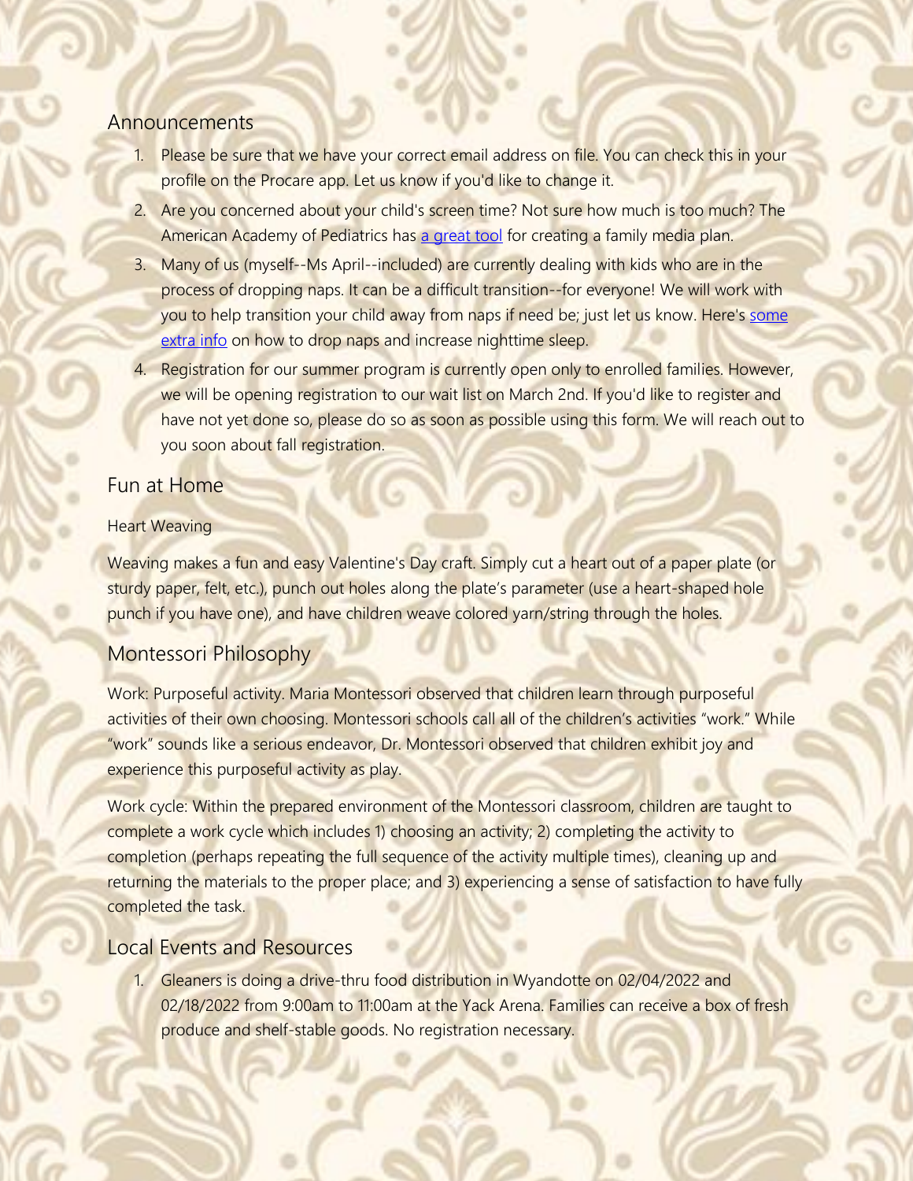## Announcements

1. Please be sure that we have your correct email address on file. You can check this in your profile on the Procare app. Let us know if you'd like to change it.
2. Are you concerned about your child's screen time? Not sure how much is too much? The American Academy of Pediatrics has a great tool for creating a family media plan.
3. Many of us (myself--Ms April--included) are currently dealing with kids who are in the process of dropping naps. It can be a difficult transition--for everyone! We will work with you to help transition your child away from naps if need be; just let us know. Here's some extra info on how to drop naps and increase nighttime sleep.
4. Registration for our summer program is currently open only to enrolled families. However, we will be opening registration to our wait list on March 2nd. If you'd like to register and have not yet done so, please do so as soon as possible using this form. We will reach out to you soon about fall registration.

## Fun at Home

### Heart Weaving

Weaving makes a fun and easy Valentine's Day craft. Simply cut a heart out of a paper plate (or sturdy paper, felt, etc.), punch out holes along the plate's parameter (use a heart-shaped hole punch if you have one), and have children weave colored yarn/string through the holes.

## Montessori Philosophy

Work: Purposeful activity. Maria Montessori observed that children learn through purposeful activities of their own choosing. Montessori schools call all of the children's activities "work." While "work" sounds like a serious endeavor, Dr. Montessori observed that children exhibit joy and experience this purposeful activity as play.

Work cycle: Within the prepared environment of the Montessori classroom, children are taught to complete a work cycle which includes 1) choosing an activity; 2) completing the activity to completion (perhaps repeating the full sequence of the activity multiple times), cleaning up and returning the materials to the proper place; and 3) experiencing a sense of satisfaction to have fully completed the task.

## Local Events and Resources

1. Gleaners is doing a drive-thru food distribution in Wyandotte on 02/04/2022 and 02/18/2022 from 9:00am to 11:00am at the Yack Arena. Families can receive a box of fresh produce and shelf-stable goods. No registration necessary.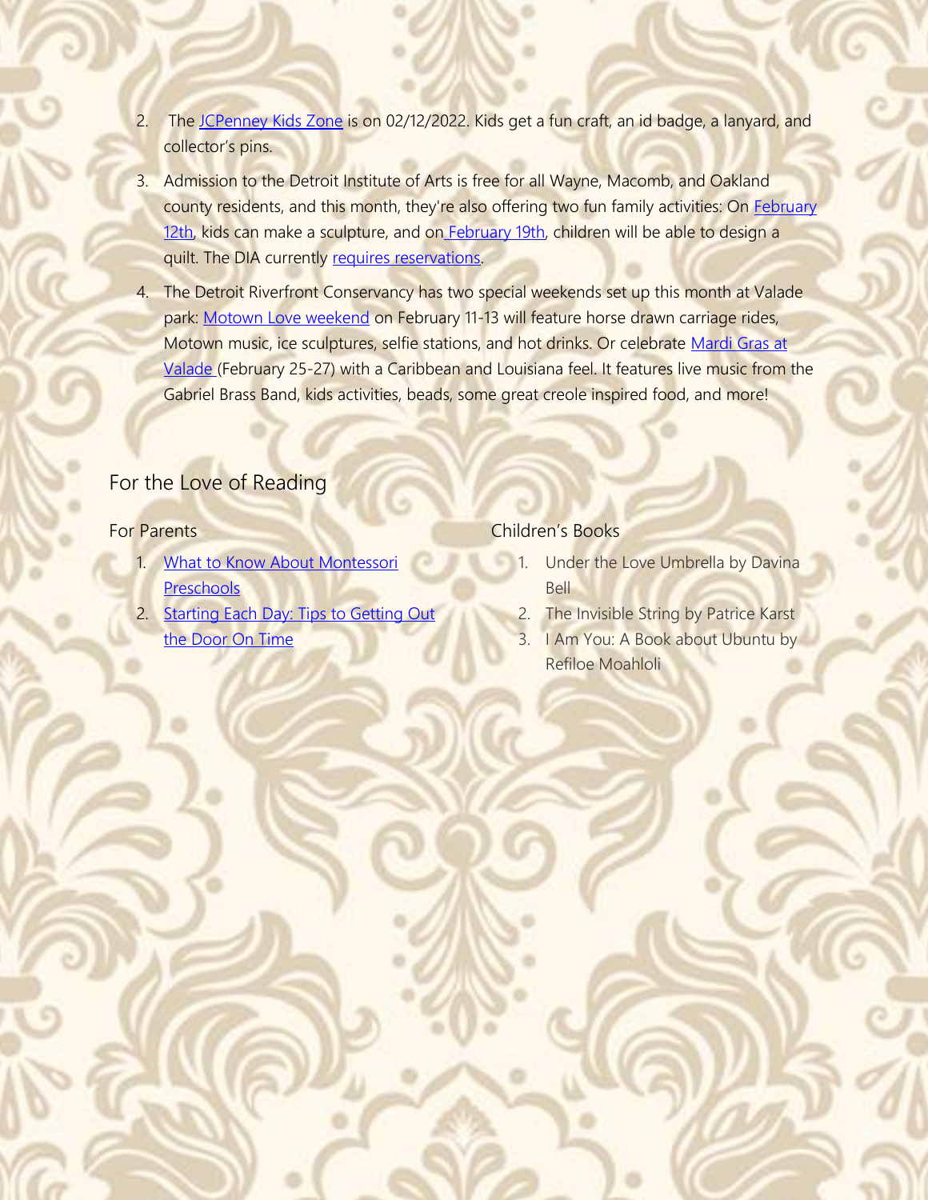2. The JCPenney Kids Zone is on 02/12/2022. Kids get a fun craft, an id badge, a lanyard, and collector's pins.
3. Admission to the Detroit Institute of Arts is free for all Wayne, Macomb, and Oakland county residents, and this month, they're also offering two fun family activities: On February 12th, kids can make a sculpture, and on February 19th, children will be able to design a quilt. The DIA currently requires reservations.
4. The Detroit Riverfront Conservancy has two special weekends set up this month at Valade park: Motown Love weekend on February 11-13 will feature horse drawn carriage rides, Motown music, ice sculptures, selfie stations, and hot drinks. Or celebrate Mardi Gras at Valade (February 25-27) with a Caribbean and Louisiana feel. It features live music from the Gabriel Brass Band, kids activities, beads, some great creole inspired food, and more!

## For the Love of Reading

### For Parents

1. What to Know About Montessori Preschools
2. Starting Each Day: Tips to Getting Out the Door On Time

### Children's Books

1. Under the Love Umbrella by Davina Bell
2. The Invisible String by Patrice Karst
3. I Am You: A Book about Ubuntu by Refiloe Moahloli